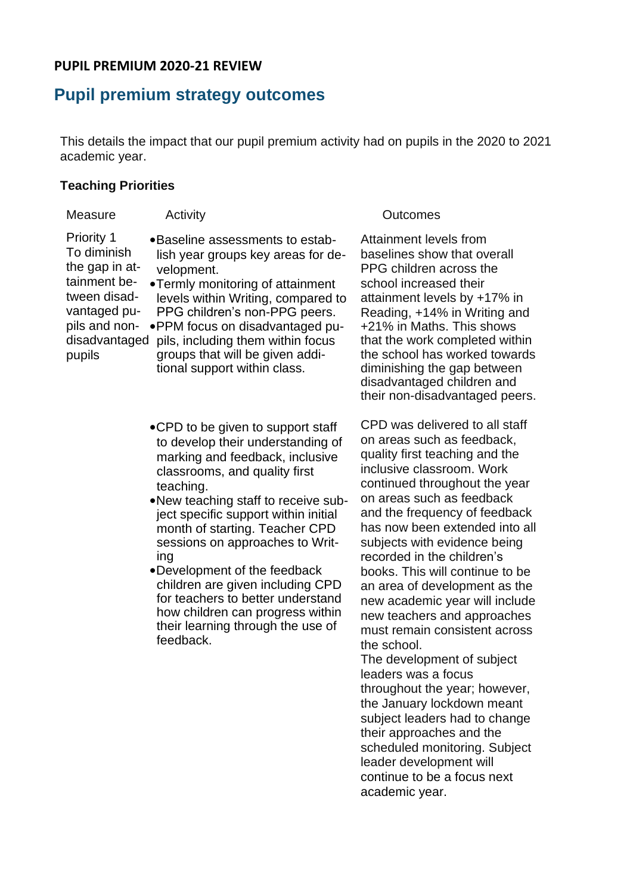**PUPIL PREMIUM 2020-21 REVIEW**

## Pupil premium strategy outcomes

This details the impact that our pupil premium activity had on pupils in the 2020 to 2021 academic year.

### Teaching Priorities

| Measure | Activity | Outcomes |
|---|---|---|
| Priority 1<br>To diminish the gap in attainment between disadvantaged pupils and non-disadvantaged pupils | • Baseline assessments to establish year groups key areas for development.<br>• Termly monitoring of attainment levels within Writing, compared to PPG children's non-PPG peers.<br>• PPM focus on disadvantaged pupils, including them within focus groups that will be given additional support within class. | Attainment levels from baselines show that overall PPG children across the school increased their attainment levels by +17% in Reading, +14% in Writing and +21% in Maths. This shows that the work completed within the school has worked towards diminishing the gap between disadvantaged children and their non-disadvantaged peers. |
| | • CPD to be given to support staff to develop their understanding of marking and feedback, inclusive classrooms, and quality first teaching.<br>• New teaching staff to receive subject specific support within initial month of starting. Teacher CPD sessions on approaches to Writing<br>• Development of the feedback children are given including CPD for teachers to better understand how children can progress within their learning through the use of feedback. | CPD was delivered to all staff on areas such as feedback, quality first teaching and the inclusive classroom. Work continued throughout the year on areas such as feedback and the frequency of feedback has now been extended into all subjects with evidence being recorded in the children's books. This will continue to be an area of development as the new academic year will include new teachers and approaches must remain consistent across the school.<br>The development of subject leaders was a focus throughout the year; however, the January lockdown meant subject leaders had to change their approaches and the scheduled monitoring. Subject leader development will continue to be a focus next academic year. |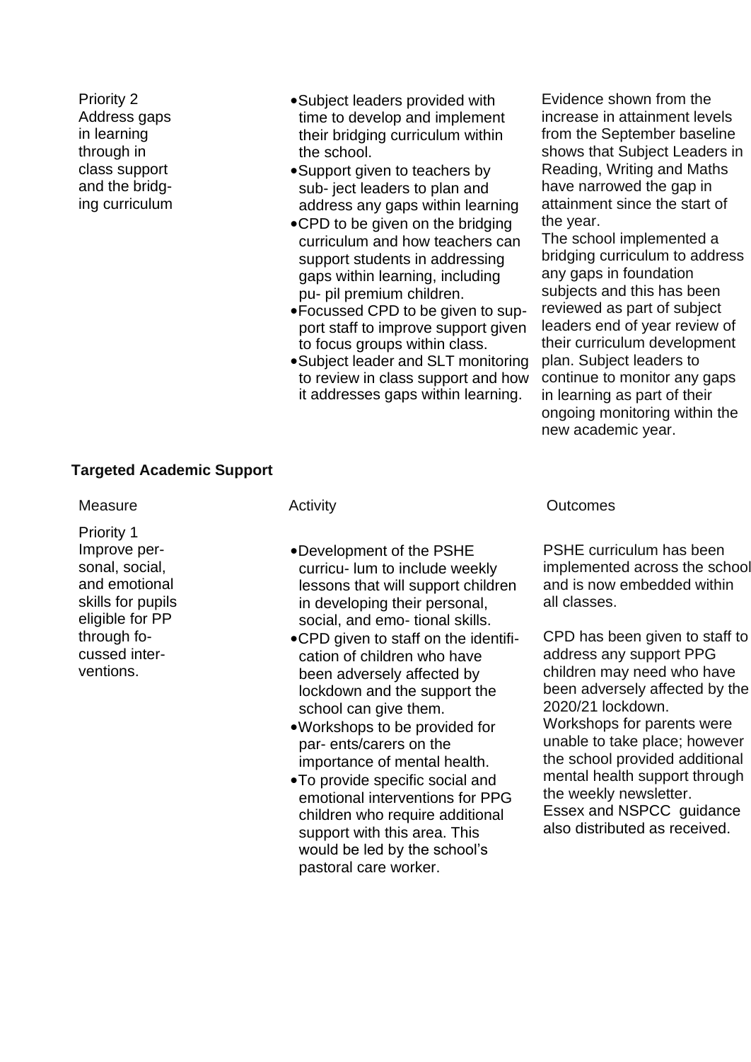| | | |
|---|---|---|
| Priority 2 Address gaps in learning through in class support and the bridging curriculum | • Subject leaders provided with time to develop and implement their bridging curriculum within the school. • Support given to teachers by subject leaders to plan and address any gaps within learning • CPD to be given on the bridging curriculum and how teachers can support students in addressing gaps within learning, including pupil premium children. • Focussed CPD to be given to support staff to improve support given to focus groups within class. • Subject leader and SLT monitoring to review in class support and how it addresses gaps within learning. | Evidence shown from the increase in attainment levels from the September baseline shows that Subject Leaders in Reading, Writing and Maths have narrowed the gap in attainment since the start of the year. The school implemented a bridging curriculum to address any gaps in foundation subjects and this has been reviewed as part of subject leaders end of year review of their curriculum development plan. Subject leaders to continue to monitor any gaps in learning as part of their ongoing monitoring within the new academic year. |

**Targeted Academic Support**

| Measure | Activity | Outcomes |
|---|---|---|
| Priority 1 Improve personal, social, and emotional skills for pupils eligible for PP through focussed interventions. | • Development of the PSHE curriculum to include weekly lessons that will support children in developing their personal, social, and emotional skills. • CPD given to staff on the identification of children who have been adversely affected by lockdown and the support the school can give them. • Workshops to be provided for parents/carers on the importance of mental health. • To provide specific social and emotional interventions for PPG children who require additional support with this area. This would be led by the school's pastoral care worker. | PSHE curriculum has been implemented across the school and is now embedded within all classes. CPD has been given to staff to address any support PPG children may need who have been adversely affected by the 2020/21 lockdown. Workshops for parents were unable to take place; however the school provided additional mental health support through the weekly newsletter. Essex and NSPCC guidance also distributed as received. |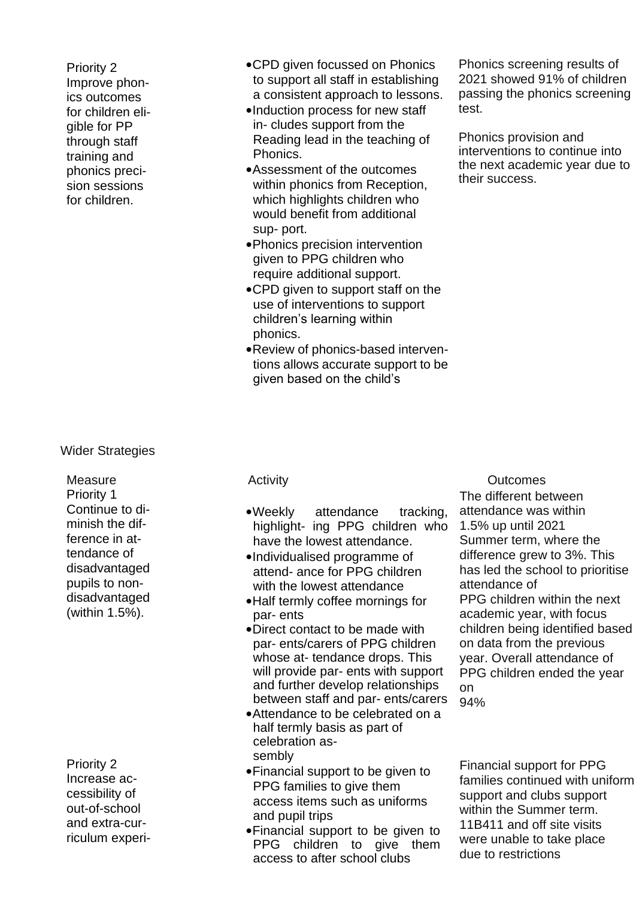| | | |
|---|---|---|
| Priority 2<br>Improve phonics outcomes for children eligible for PP through staff training and phonics precision sessions for children. | • CPD given focussed on Phonics to support all staff in establishing a consistent approach to lessons.<br>• Induction process for new staff in- cludes support from the Reading lead in the teaching of Phonics.<br>• Assessment of the outcomes within phonics from Reception, which highlights children who would benefit from additional sup- port.<br>• Phonics precision intervention given to PPG children who require additional support.<br>• CPD given to support staff on the use of interventions to support children's learning within phonics.<br>• Review of phonics-based interventions allows accurate support to be given based on the child's | Phonics screening results of 2021 showed 91% of children passing the phonics screening test.<br><br>Phonics provision and interventions to continue into the next academic year due to their success. |

Wider Strategies

| Measure | Activity | Outcomes |
|---|---|---|
| Priority 1<br>Continue to diminish the difference in attendance of disadvantaged pupils to non-disadvantaged (within 1.5%). | • Weekly attendance tracking, highlight- ing PPG children who have the lowest attendance.<br>• Individualised programme of attend- ance for PPG children with the lowest attendance<br>• Half termly coffee mornings for par- ents<br>• Direct contact to be made with par- ents/carers of PPG children whose at- tendance drops. This will provide par- ents with support and further develop relationships between staff and par- ents/carers<br>• Attendance to be celebrated on a half termly basis as part of celebration as- sembly | The different between attendance was within 1.5% up until 2021 Summer term, where the difference grew to 3%. This has led the school to prioritise attendance of PPG children within the next academic year, with focus children being identified based on data from the previous year. Overall attendance of PPG children ended the year on 94% |
| Priority 2<br>Increase accessibility of out-of-school and extra-curriculum experi- | • Financial support to be given to PPG families to give them access items such as uniforms and pupil trips<br>• Financial support to be given to PPG children to give them access to after school clubs | Financial support for PPG families continued with uniform support and clubs support within the Summer term. 11B411 and off site visits were unable to take place due to restrictions |